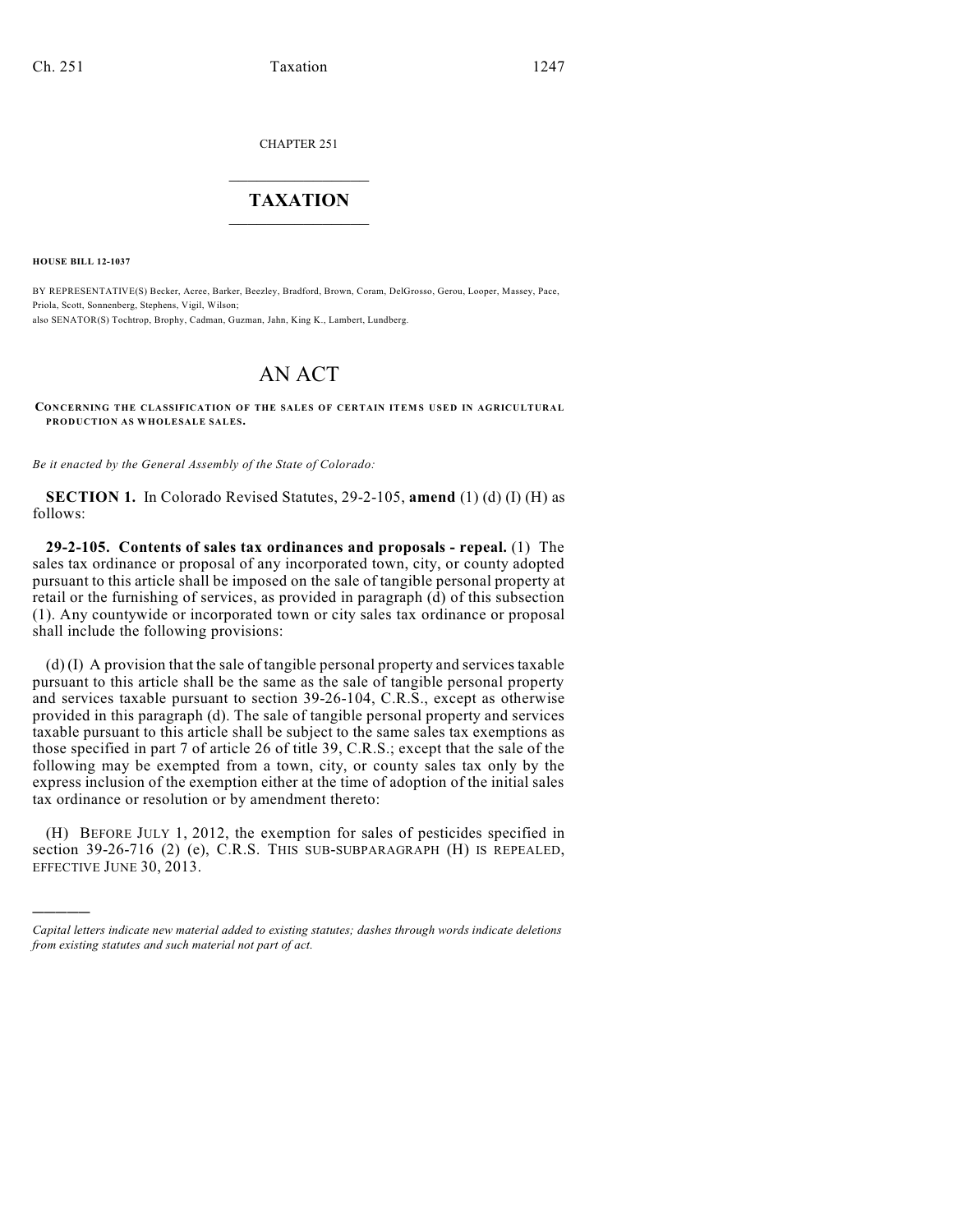CHAPTER 251

# TAXATION

**HOUSE BILL 12-1037**

BY REPRESENTATIVE(S) Becker, Acree, Barker, Beezley, Bradford, Brown, Coram, DelGrosso, Gerou, Looper, Massey, Pace, Priola, Scott, Sonnenberg, Stephens, Vigil, Wilson;
also SENATOR(S) Tochtrop, Brophy, Cadman, Guzman, Jahn, King K., Lambert, Lundberg.

# AN ACT

**CONCERNING THE CLASSIFICATION OF THE SALES OF CERTAIN ITEMS USED IN AGRICULTURAL PRODUCTION AS WHOLESALE SALES.**

*Be it enacted by the General Assembly of the State of Colorado:*

**SECTION 1.** In Colorado Revised Statutes, 29-2-105, **amend** (1) (d) (I) (H) as follows:

**29-2-105. Contents of sales tax ordinances and proposals - repeal.** (1) The sales tax ordinance or proposal of any incorporated town, city, or county adopted pursuant to this article shall be imposed on the sale of tangible personal property at retail or the furnishing of services, as provided in paragraph (d) of this subsection (1). Any countywide or incorporated town or city sales tax ordinance or proposal shall include the following provisions:

(d) (I) A provision that the sale of tangible personal property and services taxable pursuant to this article shall be the same as the sale of tangible personal property and services taxable pursuant to section 39-26-104, C.R.S., except as otherwise provided in this paragraph (d). The sale of tangible personal property and services taxable pursuant to this article shall be subject to the same sales tax exemptions as those specified in part 7 of article 26 of title 39, C.R.S.; except that the sale of the following may be exempted from a town, city, or county sales tax only by the express inclusion of the exemption either at the time of adoption of the initial sales tax ordinance or resolution or by amendment thereto:

(H) BEFORE JULY 1, 2012, the exemption for sales of pesticides specified in section 39-26-716 (2) (e), C.R.S. THIS SUB-SUBPARAGRAPH (H) IS REPEALED, EFFECTIVE JUNE 30, 2013.

---

*Capital letters indicate new material added to existing statutes; dashes through words indicate deletions from existing statutes and such material not part of act.*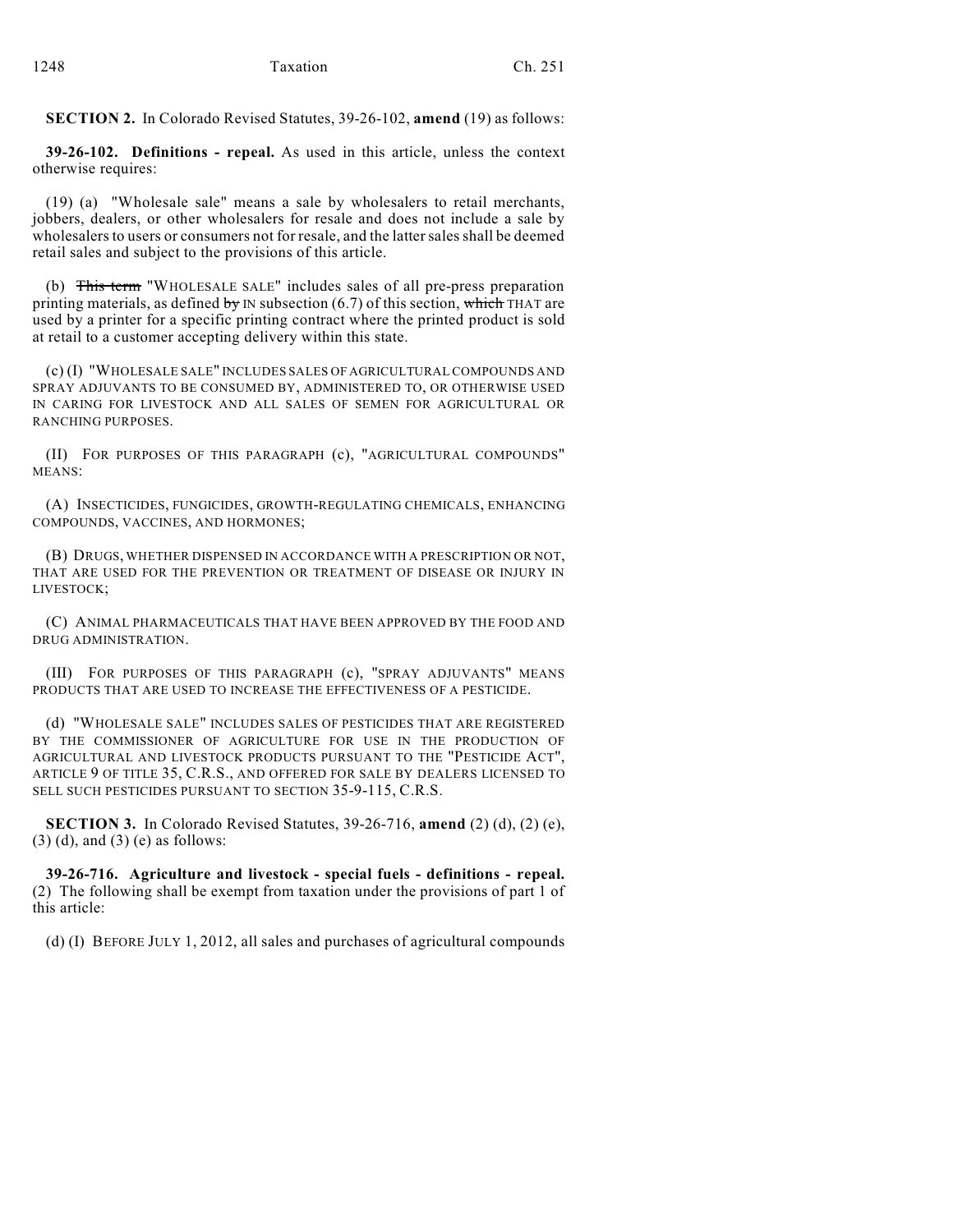**SECTION 2.** In Colorado Revised Statutes, 39-26-102, **amend** (19) as follows:

**39-26-102. Definitions - repeal.** As used in this article, unless the context otherwise requires:

(19) (a) "Wholesale sale" means a sale by wholesalers to retail merchants, jobbers, dealers, or other wholesalers for resale and does not include a sale by wholesalers to users or consumers not for resale, and the latter sales shall be deemed retail sales and subject to the provisions of this article.

(b) ~~This term~~ "WHOLESALE SALE" includes sales of all pre-press preparation printing materials, as defined ~~by~~ IN subsection (6.7) of this section, ~~which~~ THAT are used by a printer for a specific printing contract where the printed product is sold at retail to a customer accepting delivery within this state.

(c) (I) "WHOLESALE SALE" INCLUDES SALES OF AGRICULTURAL COMPOUNDS AND SPRAY ADJUVANTS TO BE CONSUMED BY, ADMINISTERED TO, OR OTHERWISE USED IN CARING FOR LIVESTOCK AND ALL SALES OF SEMEN FOR AGRICULTURAL OR RANCHING PURPOSES.

(II) FOR PURPOSES OF THIS PARAGRAPH (c), "AGRICULTURAL COMPOUNDS" MEANS:

(A) INSECTICIDES, FUNGICIDES, GROWTH-REGULATING CHEMICALS, ENHANCING COMPOUNDS, VACCINES, AND HORMONES;

(B) DRUGS, WHETHER DISPENSED IN ACCORDANCE WITH A PRESCRIPTION OR NOT, THAT ARE USED FOR THE PREVENTION OR TREATMENT OF DISEASE OR INJURY IN LIVESTOCK;

(C) ANIMAL PHARMACEUTICALS THAT HAVE BEEN APPROVED BY THE FOOD AND DRUG ADMINISTRATION.

(III) FOR PURPOSES OF THIS PARAGRAPH (c), "SPRAY ADJUVANTS" MEANS PRODUCTS THAT ARE USED TO INCREASE THE EFFECTIVENESS OF A PESTICIDE.

(d) "WHOLESALE SALE" INCLUDES SALES OF PESTICIDES THAT ARE REGISTERED BY THE COMMISSIONER OF AGRICULTURE FOR USE IN THE PRODUCTION OF AGRICULTURAL AND LIVESTOCK PRODUCTS PURSUANT TO THE "PESTICIDE ACT", ARTICLE 9 OF TITLE 35, C.R.S., AND OFFERED FOR SALE BY DEALERS LICENSED TO SELL SUCH PESTICIDES PURSUANT TO SECTION 35-9-115, C.R.S.

**SECTION 3.** In Colorado Revised Statutes, 39-26-716, **amend** (2) (d), (2) (e), (3) (d), and (3) (e) as follows:

**39-26-716. Agriculture and livestock - special fuels - definitions - repeal.** (2) The following shall be exempt from taxation under the provisions of part 1 of this article:

(d) (I) BEFORE JULY 1, 2012, all sales and purchases of agricultural compounds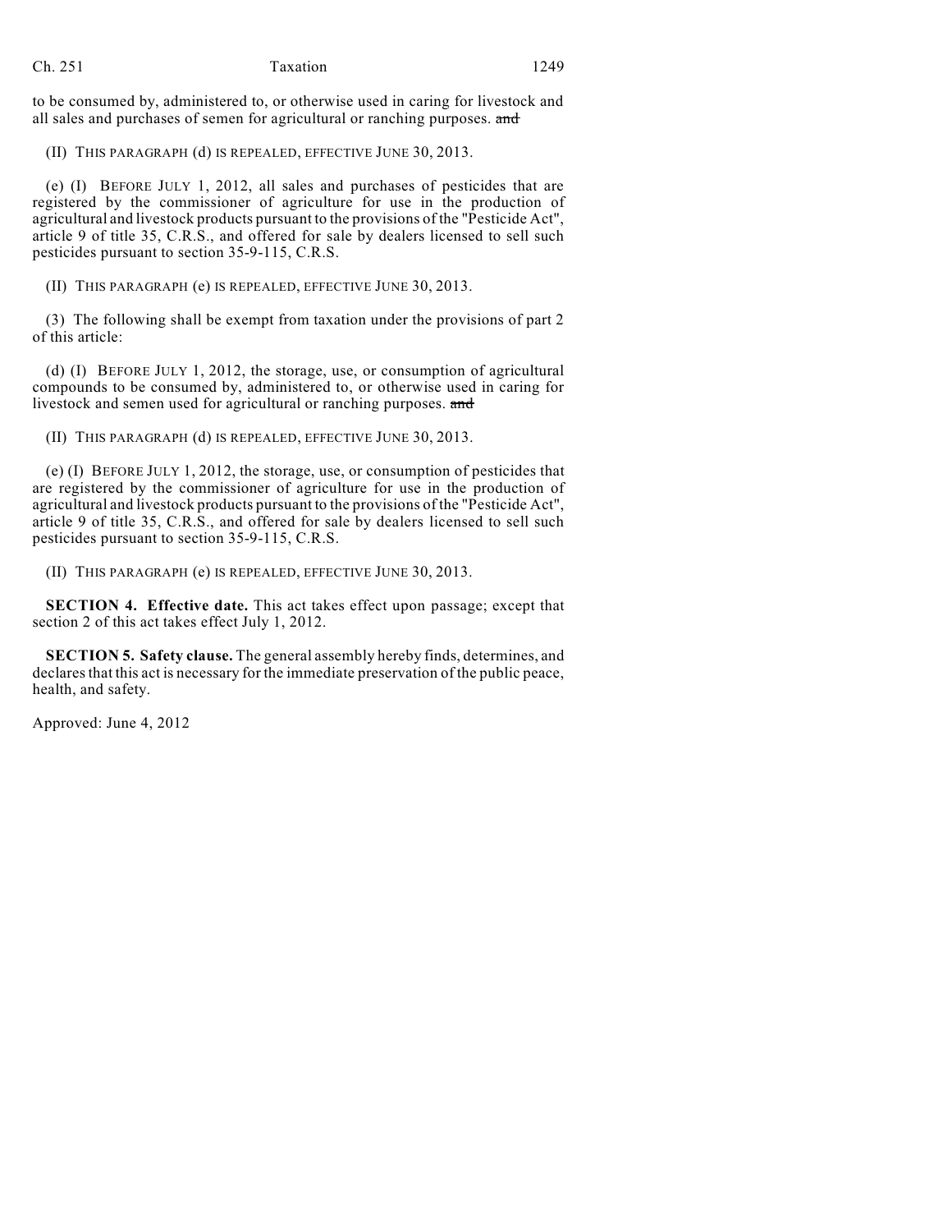to be consumed by, administered to, or otherwise used in caring for livestock and all sales and purchases of semen for agricultural or ranching purposes. ~~and~~

(II) THIS PARAGRAPH (d) IS REPEALED, EFFECTIVE JUNE 30, 2013.

(e) (I) BEFORE JULY 1, 2012, all sales and purchases of pesticides that are registered by the commissioner of agriculture for use in the production of agricultural and livestock products pursuant to the provisions of the "Pesticide Act", article 9 of title 35, C.R.S., and offered for sale by dealers licensed to sell such pesticides pursuant to section 35-9-115, C.R.S.

(II) THIS PARAGRAPH (e) IS REPEALED, EFFECTIVE JUNE 30, 2013.

(3) The following shall be exempt from taxation under the provisions of part 2 of this article:

(d) (I) BEFORE JULY 1, 2012, the storage, use, or consumption of agricultural compounds to be consumed by, administered to, or otherwise used in caring for livestock and semen used for agricultural or ranching purposes. ~~and~~

(II) THIS PARAGRAPH (d) IS REPEALED, EFFECTIVE JUNE 30, 2013.

(e) (I) BEFORE JULY 1, 2012, the storage, use, or consumption of pesticides that are registered by the commissioner of agriculture for use in the production of agricultural and livestock products pursuant to the provisions of the "Pesticide Act", article 9 of title 35, C.R.S., and offered for sale by dealers licensed to sell such pesticides pursuant to section 35-9-115, C.R.S.

(II) THIS PARAGRAPH (e) IS REPEALED, EFFECTIVE JUNE 30, 2013.

**SECTION 4. Effective date.** This act takes effect upon passage; except that section 2 of this act takes effect July 1, 2012.

**SECTION 5. Safety clause.** The general assembly hereby finds, determines, and declares that this act is necessary for the immediate preservation of the public peace, health, and safety.

Approved: June 4, 2012